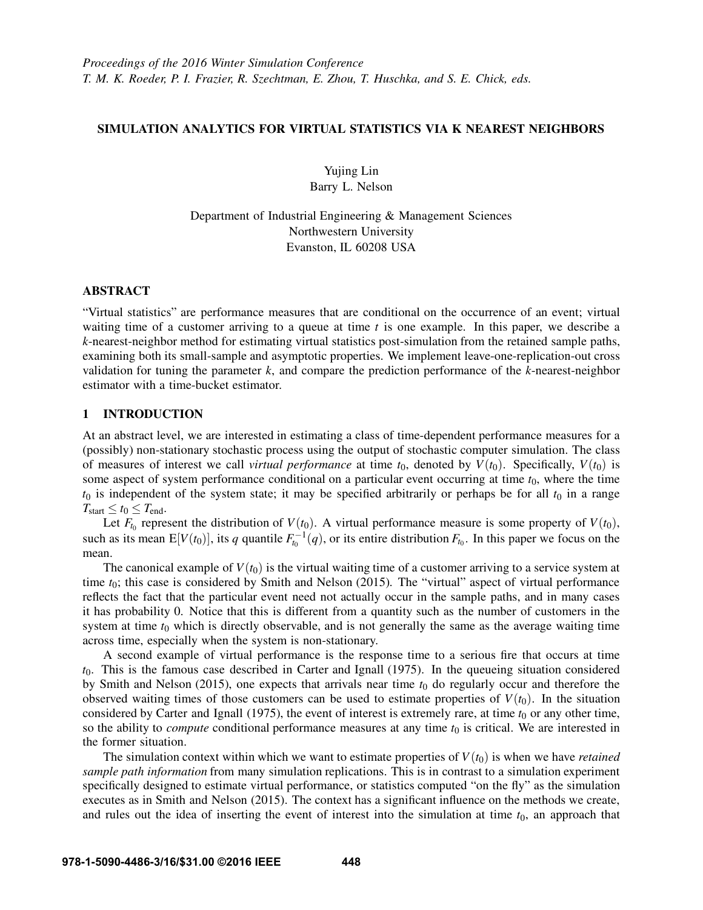# SIMULATION ANALYTICS FOR VIRTUAL STATISTICS VIA K NEAREST NEIGHBORS

Yujing Lin
Barry L. Nelson

Department of Industrial Engineering & Management Sciences
Northwestern University
Evanston, IL 60208 USA

## ABSTRACT

"Virtual statistics" are performance measures that are conditional on the occurrence of an event; virtual waiting time of a customer arriving to a queue at time $t$ is one example. In this paper, we describe a $k$-nearest-neighbor method for estimating virtual statistics post-simulation from the retained sample paths, examining both its small-sample and asymptotic properties. We implement leave-one-replication-out cross validation for tuning the parameter $k$, and compare the prediction performance of the $k$-nearest-neighbor estimator with a time-bucket estimator.

## 1 INTRODUCTION

At an abstract level, we are interested in estimating a class of time-dependent performance measures for a (possibly) non-stationary stochastic process using the output of stochastic computer simulation. The class of measures of interest we call *virtual performance* at time $t_0$, denoted by $V(t_0)$. Specifically, $V(t_0)$ is some aspect of system performance conditional on a particular event occurring at time $t_0$, where the time $t_0$ is independent of the system state; it may be specified arbitrarily or perhaps be for all $t_0$ in a range $T_{\text{start}} \leq t_0 \leq T_{\text{end}}$.

Let $F_{t_0}$ represent the distribution of $V(t_0)$. A virtual performance measure is some property of $V(t_0)$, such as its mean $\mathrm{E}[V(t_0)]$, its $q$ quantile $F_{t_0}^{-1}(q)$, or its entire distribution $F_{t_0}$. In this paper we focus on the mean.

The canonical example of $V(t_0)$ is the virtual waiting time of a customer arriving to a service system at time $t_0$; this case is considered by Smith and Nelson (2015). The "virtual" aspect of virtual performance reflects the fact that the particular event need not actually occur in the sample paths, and in many cases it has probability 0. Notice that this is different from a quantity such as the number of customers in the system at time $t_0$ which is directly observable, and is not generally the same as the average waiting time across time, especially when the system is non-stationary.

A second example of virtual performance is the response time to a serious fire that occurs at time $t_0$. This is the famous case described in Carter and Ignall (1975). In the queueing situation considered by Smith and Nelson (2015), one expects that arrivals near time $t_0$ do regularly occur and therefore the observed waiting times of those customers can be used to estimate properties of $V(t_0)$. In the situation considered by Carter and Ignall (1975), the event of interest is extremely rare, at time $t_0$ or any other time, so the ability to *compute* conditional performance measures at any time $t_0$ is critical. We are interested in the former situation.

The simulation context within which we want to estimate properties of $V(t_0)$ is when we have *retained sample path information* from many simulation replications. This is in contrast to a simulation experiment specifically designed to estimate virtual performance, or statistics computed "on the fly" as the simulation executes as in Smith and Nelson (2015). The context has a significant influence on the methods we create, and rules out the idea of inserting the event of interest into the simulation at time $t_0$, an approach that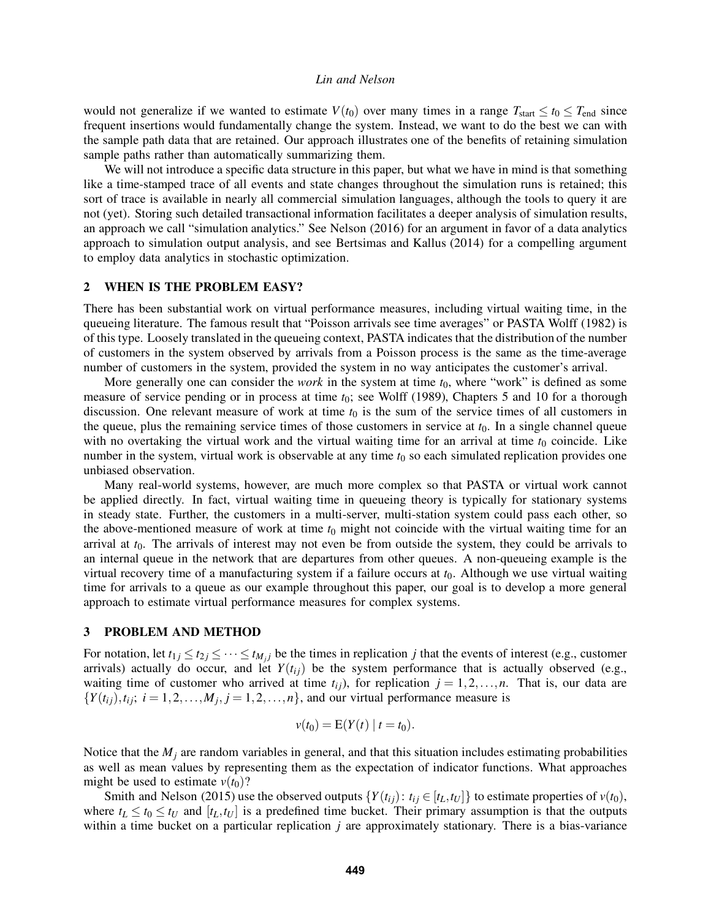would not generalize if we wanted to estimate $V(t_0)$ over many times in a range $T_{\text{start}} \leq t_0 \leq T_{\text{end}}$ since frequent insertions would fundamentally change the system. Instead, we want to do the best we can with the sample path data that are retained. Our approach illustrates one of the benefits of retaining simulation sample paths rather than automatically summarizing them.

We will not introduce a specific data structure in this paper, but what we have in mind is that something like a time-stamped trace of all events and state changes throughout the simulation runs is retained; this sort of trace is available in nearly all commercial simulation languages, although the tools to query it are not (yet). Storing such detailed transactional information facilitates a deeper analysis of simulation results, an approach we call "simulation analytics." See Nelson (2016) for an argument in favor of a data analytics approach to simulation output analysis, and see Bertsimas and Kallus (2014) for a compelling argument to employ data analytics in stochastic optimization.

## 2 WHEN IS THE PROBLEM EASY?

There has been substantial work on virtual performance measures, including virtual waiting time, in the queueing literature. The famous result that "Poisson arrivals see time averages" or PASTA Wolff (1982) is of this type. Loosely translated in the queueing context, PASTA indicates that the distribution of the number of customers in the system observed by arrivals from a Poisson process is the same as the time-average number of customers in the system, provided the system in no way anticipates the customer's arrival.

More generally one can consider the *work* in the system at time $t_0$, where "work" is defined as some measure of service pending or in process at time $t_0$; see Wolff (1989), Chapters 5 and 10 for a thorough discussion. One relevant measure of work at time $t_0$ is the sum of the service times of all customers in the queue, plus the remaining service times of those customers in service at $t_0$. In a single channel queue with no overtaking the virtual work and the virtual waiting time for an arrival at time $t_0$ coincide. Like number in the system, virtual work is observable at any time $t_0$ so each simulated replication provides one unbiased observation.

Many real-world systems, however, are much more complex so that PASTA or virtual work cannot be applied directly. In fact, virtual waiting time in queueing theory is typically for stationary systems in steady state. Further, the customers in a multi-server, multi-station system could pass each other, so the above-mentioned measure of work at time $t_0$ might not coincide with the virtual waiting time for an arrival at $t_0$. The arrivals of interest may not even be from outside the system, they could be arrivals to an internal queue in the network that are departures from other queues. A non-queueing example is the virtual recovery time of a manufacturing system if a failure occurs at $t_0$. Although we use virtual waiting time for arrivals to a queue as our example throughout this paper, our goal is to develop a more general approach to estimate virtual performance measures for complex systems.

## 3 PROBLEM AND METHOD

For notation, let $t_{1j} \leq t_{2j} \leq \cdots \leq t_{M_j j}$ be the times in replication $j$ that the events of interest (e.g., customer arrivals) actually do occur, and let $Y(t_{ij})$ be the system performance that is actually observed (e.g., waiting time of customer who arrived at time $t_{ij}$), for replication $j = 1,2,\ldots,n$. That is, our data are $\{Y(t_{ij}), t_{ij};\ i = 1,2,\ldots,M_j, j = 1,2,\ldots,n\}$, and our virtual performance measure is

$$v(t_0) = \mathrm{E}(Y(t) \mid t = t_0).$$

Notice that the $M_j$ are random variables in general, and that this situation includes estimating probabilities as well as mean values by representing them as the expectation of indicator functions. What approaches might be used to estimate $v(t_0)$?

Smith and Nelson (2015) use the observed outputs $\{Y(t_{ij})\colon t_{ij} \in [t_L, t_U]\}$ to estimate properties of $v(t_0)$, where $t_L \leq t_0 \leq t_U$ and $[t_L, t_U]$ is a predefined time bucket. Their primary assumption is that the outputs within a time bucket on a particular replication $j$ are approximately stationary. There is a bias-variance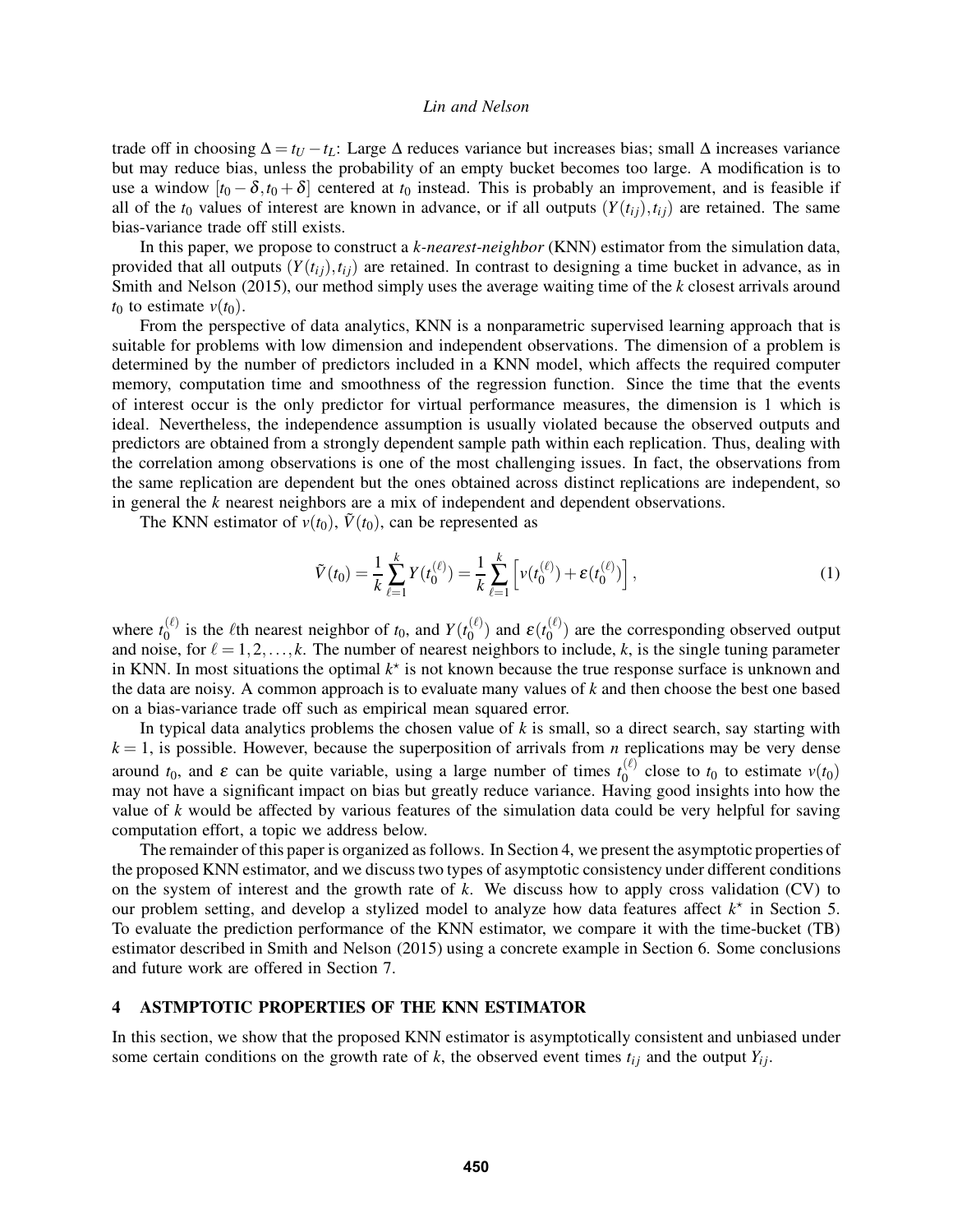trade off in choosing $\Delta = t_U - t_L$: Large $\Delta$ reduces variance but increases bias; small $\Delta$ increases variance but may reduce bias, unless the probability of an empty bucket becomes too large. A modification is to use a window $[t_0 - \delta, t_0 + \delta]$ centered at $t_0$ instead. This is probably an improvement, and is feasible if all of the $t_0$ values of interest are known in advance, or if all outputs $(Y(t_{ij}), t_{ij})$ are retained. The same bias-variance trade off still exists.

In this paper, we propose to construct a *k-nearest-neighbor* (KNN) estimator from the simulation data, provided that all outputs $(Y(t_{ij}), t_{ij})$ are retained. In contrast to designing a time bucket in advance, as in Smith and Nelson (2015), our method simply uses the average waiting time of the $k$ closest arrivals around $t_0$ to estimate $v(t_0)$.

From the perspective of data analytics, KNN is a nonparametric supervised learning approach that is suitable for problems with low dimension and independent observations. The dimension of a problem is determined by the number of predictors included in a KNN model, which affects the required computer memory, computation time and smoothness of the regression function. Since the time that the events of interest occur is the only predictor for virtual performance measures, the dimension is 1 which is ideal. Nevertheless, the independence assumption is usually violated because the observed outputs and predictors are obtained from a strongly dependent sample path within each replication. Thus, dealing with the correlation among observations is one of the most challenging issues. In fact, the observations from the same replication are dependent but the ones obtained across distinct replications are independent, so in general the $k$ nearest neighbors are a mix of independent and dependent observations.

The KNN estimator of $v(t_0)$, $\tilde{V}(t_0)$, can be represented as

$$\tilde{V}(t_0) = \frac{1}{k} \sum_{\ell=1}^{k} Y(t_0^{(\ell)}) = \frac{1}{k} \sum_{\ell=1}^{k} \left[ v(t_0^{(\ell)}) + \varepsilon(t_0^{(\ell)}) \right], \tag{1}$$

where $t_0^{(\ell)}$ is the $\ell$th nearest neighbor of $t_0$, and $Y(t_0^{(\ell)})$ and $\varepsilon(t_0^{(\ell)})$ are the corresponding observed output and noise, for $\ell = 1, 2, \ldots, k$. The number of nearest neighbors to include, $k$, is the single tuning parameter in KNN. In most situations the optimal $k^\star$ is not known because the true response surface is unknown and the data are noisy. A common approach is to evaluate many values of $k$ and then choose the best one based on a bias-variance trade off such as empirical mean squared error.

In typical data analytics problems the chosen value of $k$ is small, so a direct search, say starting with $k = 1$, is possible. However, because the superposition of arrivals from $n$ replications may be very dense around $t_0$, and $\varepsilon$ can be quite variable, using a large number of times $t_0^{(\ell)}$ close to $t_0$ to estimate $v(t_0)$ may not have a significant impact on bias but greatly reduce variance. Having good insights into how the value of $k$ would be affected by various features of the simulation data could be very helpful for saving computation effort, a topic we address below.

The remainder of this paper is organized as follows. In Section 4, we present the asymptotic properties of the proposed KNN estimator, and we discuss two types of asymptotic consistency under different conditions on the system of interest and the growth rate of $k$. We discuss how to apply cross validation (CV) to our problem setting, and develop a stylized model to analyze how data features affect $k^\star$ in Section 5. To evaluate the prediction performance of the KNN estimator, we compare it with the time-bucket (TB) estimator described in Smith and Nelson (2015) using a concrete example in Section 6. Some conclusions and future work are offered in Section 7.

## 4 ASTMPTOTIC PROPERTIES OF THE KNN ESTIMATOR

In this section, we show that the proposed KNN estimator is asymptotically consistent and unbiased under some certain conditions on the growth rate of $k$, the observed event times $t_{ij}$ and the output $Y_{ij}$.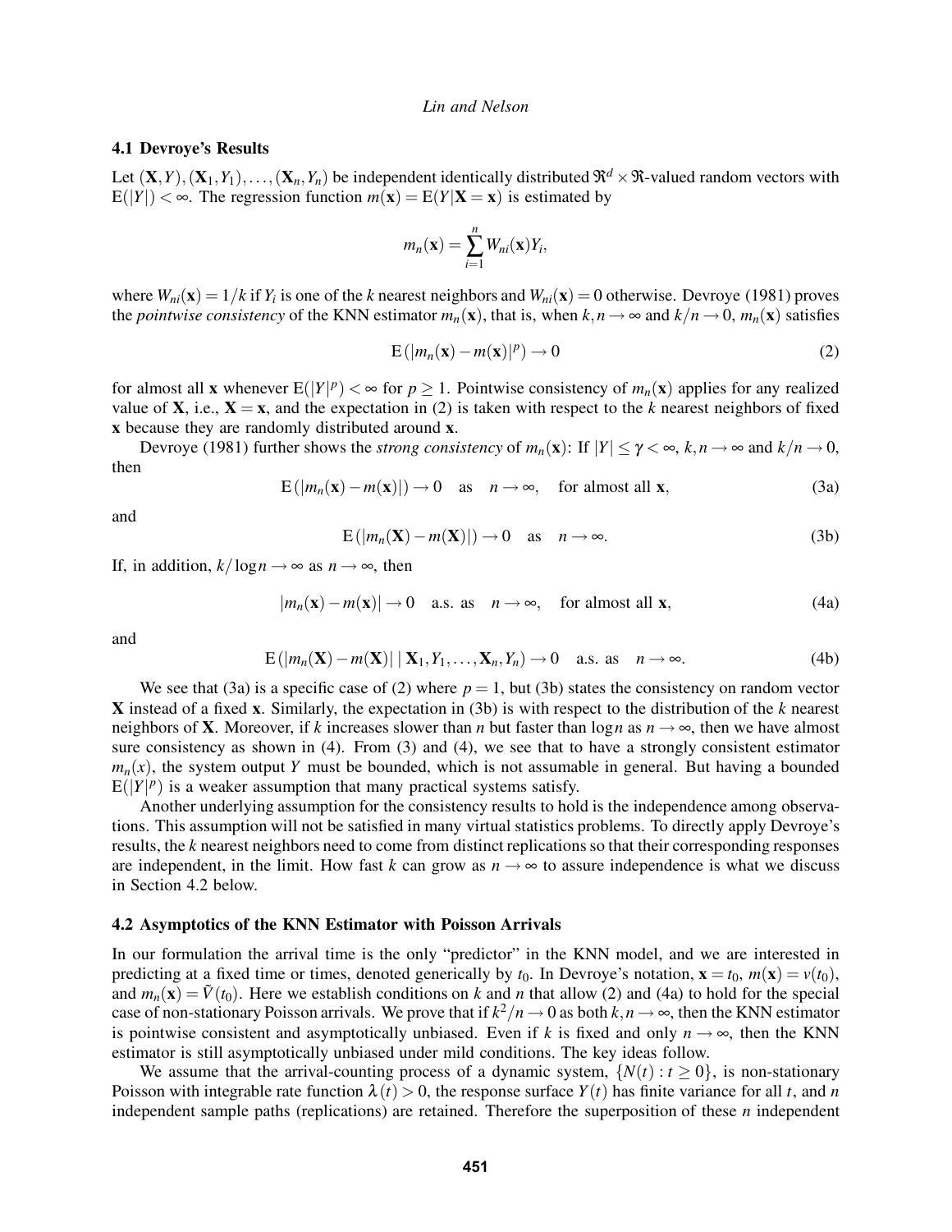### 4.1 Devroye's Results

Let $(\mathbf{X},Y),(\mathbf{X}_1,Y_1),\ldots,(\mathbf{X}_n,Y_n)$ be independent identically distributed $\Re^d \times \Re$-valued random vectors with $\mathrm{E}(|Y|) < \infty$. The regression function $m(\mathbf{x}) = \mathrm{E}(Y|\mathbf{X}=\mathbf{x})$ is estimated by

$$m_n(\mathbf{x}) = \sum_{i=1}^{n} W_{ni}(\mathbf{x})Y_i,$$

where $W_{ni}(\mathbf{x}) = 1/k$ if $Y_i$ is one of the $k$ nearest neighbors and $W_{ni}(\mathbf{x}) = 0$ otherwise. Devroye (1981) proves the *pointwise consistency* of the KNN estimator $m_n(\mathbf{x})$, that is, when $k,n \to \infty$ and $k/n \to 0$, $m_n(\mathbf{x})$ satisfies

$$\mathrm{E}\left(|m_n(\mathbf{x}) - m(\mathbf{x})|^p\right) \to 0 \tag{2}$$

for almost all $\mathbf{x}$ whenever $\mathrm{E}(|Y|^p) < \infty$ for $p \geq 1$. Pointwise consistency of $m_n(\mathbf{x})$ applies for any realized value of $\mathbf{X}$, i.e., $\mathbf{X} = \mathbf{x}$, and the expectation in (2) is taken with respect to the $k$ nearest neighbors of fixed $\mathbf{x}$ because they are randomly distributed around $\mathbf{x}$.

Devroye (1981) further shows the *strong consistency* of $m_n(\mathbf{x})$: If $|Y| \leq \gamma < \infty$, $k,n \to \infty$ and $k/n \to 0$, then

$$\mathrm{E}\left(|m_n(\mathbf{x}) - m(\mathbf{x})|\right) \to 0 \quad \text{as} \quad n \to \infty, \quad \text{for almost all } \mathbf{x}, \tag{3a}$$

and

$$\mathrm{E}\left(|m_n(\mathbf{X}) - m(\mathbf{X})|\right) \to 0 \quad \text{as} \quad n \to \infty. \tag{3b}$$

If, in addition, $k/\log n \to \infty$ as $n \to \infty$, then

$$|m_n(\mathbf{x}) - m(\mathbf{x})| \to 0 \quad \text{a.s. as} \quad n \to \infty, \quad \text{for almost all } \mathbf{x}, \tag{4a}$$

and

$$\mathrm{E}\left(|m_n(\mathbf{X}) - m(\mathbf{X})| \mid \mathbf{X}_1, Y_1, \ldots, \mathbf{X}_n, Y_n\right) \to 0 \quad \text{a.s. as} \quad n \to \infty. \tag{4b}$$

We see that (3a) is a specific case of (2) where $p = 1$, but (3b) states the consistency on random vector $\mathbf{X}$ instead of a fixed $\mathbf{x}$. Similarly, the expectation in (3b) is with respect to the distribution of the $k$ nearest neighbors of $\mathbf{X}$. Moreover, if $k$ increases slower than $n$ but faster than $\log n$ as $n \to \infty$, then we have almost sure consistency as shown in (4). From (3) and (4), we see that to have a strongly consistent estimator $m_n(x)$, the system output $Y$ must be bounded, which is not assumable in general. But having a bounded $\mathrm{E}(|Y|^p)$ is a weaker assumption that many practical systems satisfy.

Another underlying assumption for the consistency results to hold is the independence among observations. This assumption will not be satisfied in many virtual statistics problems. To directly apply Devroye's results, the $k$ nearest neighbors need to come from distinct replications so that their corresponding responses are independent, in the limit. How fast $k$ can grow as $n \to \infty$ to assure independence is what we discuss in Section 4.2 below.

### 4.2 Asymptotics of the KNN Estimator with Poisson Arrivals

In our formulation the arrival time is the only "predictor" in the KNN model, and we are interested in predicting at a fixed time or times, denoted generically by $t_0$. In Devroye's notation, $\mathbf{x} = t_0$, $m(\mathbf{x}) = v(t_0)$, and $m_n(\mathbf{x}) = \tilde{V}(t_0)$. Here we establish conditions on $k$ and $n$ that allow (2) and (4a) to hold for the special case of non-stationary Poisson arrivals. We prove that if $k^2/n \to 0$ as both $k,n \to \infty$, then the KNN estimator is pointwise consistent and asymptotically unbiased. Even if $k$ is fixed and only $n \to \infty$, then the KNN estimator is still asymptotically unbiased under mild conditions. The key ideas follow.

We assume that the arrival-counting process of a dynamic system, $\{N(t) : t \geq 0\}$, is non-stationary Poisson with integrable rate function $\lambda(t) > 0$, the response surface $Y(t)$ has finite variance for all $t$, and $n$ independent sample paths (replications) are retained. Therefore the superposition of these $n$ independent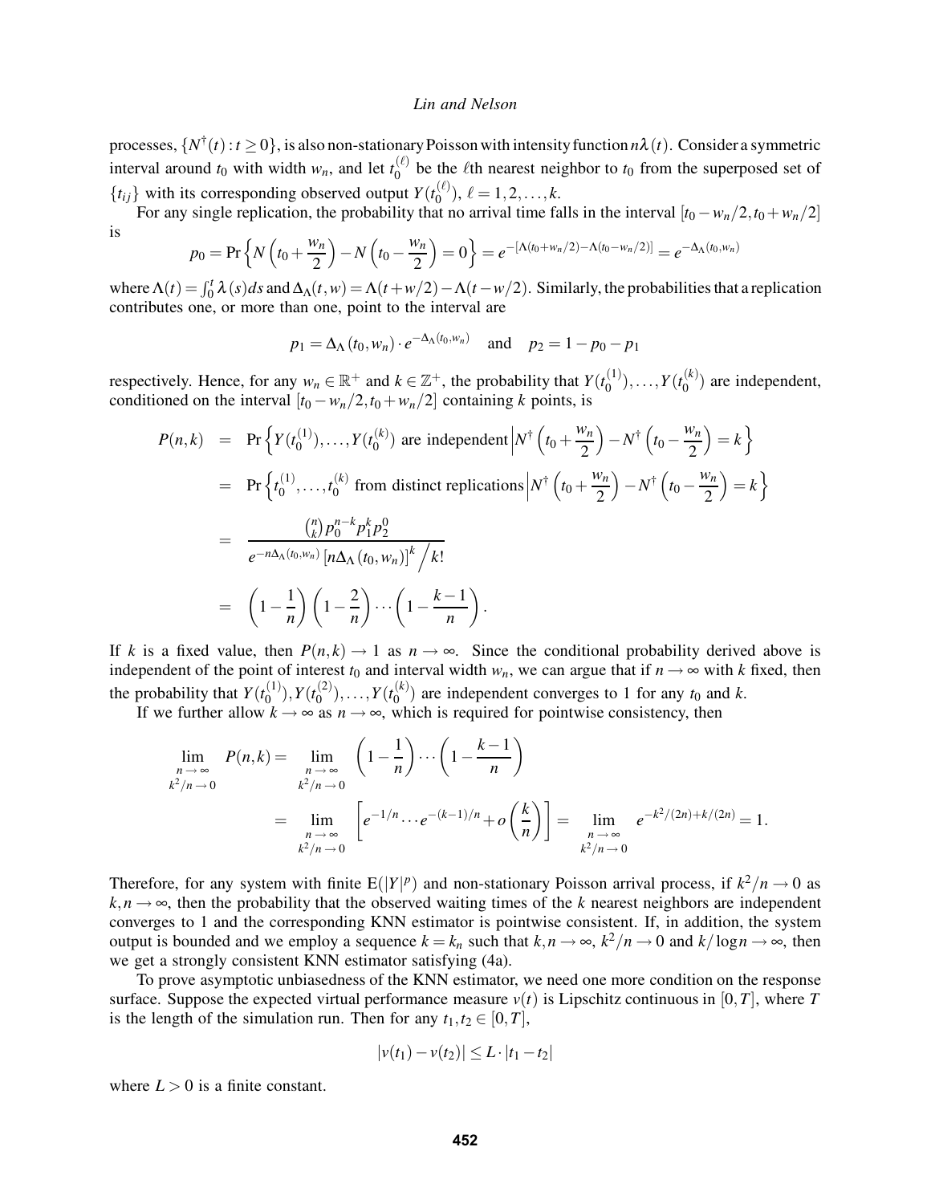processes, $\{N^\dagger(t) : t \geq 0\}$, is also non-stationary Poisson with intensity function $n\lambda(t)$. Consider a symmetric interval around $t_0$ with width $w_n$, and let $t_0^{(\ell)}$ be the $\ell$th nearest neighbor to $t_0$ from the superposed set of $\{t_{ij}\}$ with its corresponding observed output $Y(t_0^{(\ell)})$, $\ell = 1, 2, \ldots, k$.

For any single replication, the probability that no arrival time falls in the interval $[t_0 - w_n/2, t_0 + w_n/2]$ is

$$p_0 = \Pr\left\{N\left(t_0 + \frac{w_n}{2}\right) - N\left(t_0 - \frac{w_n}{2}\right) = 0\right\} = e^{-[\Lambda(t_0 + w_n/2) - \Lambda(t_0 - w_n/2)]} = e^{-\Delta_\Lambda(t_0, w_n)}$$

where $\Lambda(t) = \int_0^t \lambda(s)ds$ and $\Delta_\Lambda(t, w) = \Lambda(t + w/2) - \Lambda(t - w/2)$. Similarly, the probabilities that a replication contributes one, or more than one, point to the interval are

$$p_1 = \Delta_\Lambda(t_0, w_n) \cdot e^{-\Delta_\Lambda(t_0, w_n)} \quad \text{and} \quad p_2 = 1 - p_0 - p_1$$

respectively. Hence, for any $w_n \in \mathbb{R}^+$ and $k \in \mathbb{Z}^+$, the probability that $Y(t_0^{(1)}), \ldots, Y(t_0^{(k)})$ are independent, conditioned on the interval $[t_0 - w_n/2, t_0 + w_n/2]$ containing $k$ points, is

$$\begin{aligned}
P(n,k) &= \Pr\left\{Y(t_0^{(1)}), \ldots, Y(t_0^{(k)}) \text{ are independent} \,\middle|\, N^\dagger\left(t_0 + \frac{w_n}{2}\right) - N^\dagger\left(t_0 - \frac{w_n}{2}\right) = k\right\} \\
&= \Pr\left\{t_0^{(1)}, \ldots, t_0^{(k)} \text{ from distinct replications} \,\middle|\, N^\dagger\left(t_0 + \frac{w_n}{2}\right) - N^\dagger\left(t_0 - \frac{w_n}{2}\right) = k\right\} \\
&= \frac{\binom{n}{k} p_0^{n-k} p_1^k p_2^0}{e^{-n\Delta_\Lambda(t_0, w_n)} \left[n\Delta_\Lambda(t_0, w_n)\right]^k \Big/ k!} \\
&= \left(1 - \frac{1}{n}\right)\left(1 - \frac{2}{n}\right) \cdots \left(1 - \frac{k-1}{n}\right).
\end{aligned}$$

If $k$ is a fixed value, then $P(n,k) \to 1$ as $n \to \infty$. Since the conditional probability derived above is independent of the point of interest $t_0$ and interval width $w_n$, we can argue that if $n \to \infty$ with $k$ fixed, then the probability that $Y(t_0^{(1)}), Y(t_0^{(2)}), \ldots, Y(t_0^{(k)})$ are independent converges to 1 for any $t_0$ and $k$.

If we further allow $k \to \infty$ as $n \to \infty$, which is required for pointwise consistency, then

$$\begin{aligned}
\lim_{\substack{n \to \infty \\ k^2/n \to 0}} P(n,k) &= \lim_{\substack{n \to \infty \\ k^2/n \to 0}} \left(1 - \frac{1}{n}\right) \cdots \left(1 - \frac{k-1}{n}\right) \\
&= \lim_{\substack{n \to \infty \\ k^2/n \to 0}} \left[e^{-1/n} \cdots e^{-(k-1)/n} + o\left(\frac{k}{n}\right)\right] = \lim_{\substack{n \to \infty \\ k^2/n \to 0}} e^{-k^2/(2n) + k/(2n)} = 1.
\end{aligned}$$

Therefore, for any system with finite $\mathrm{E}(|Y|^p)$ and non-stationary Poisson arrival process, if $k^2/n \to 0$ as $k, n \to \infty$, then the probability that the observed waiting times of the $k$ nearest neighbors are independent converges to 1 and the corresponding KNN estimator is pointwise consistent. If, in addition, the system output is bounded and we employ a sequence $k = k_n$ such that $k, n \to \infty$, $k^2/n \to 0$ and $k/\log n \to \infty$, then we get a strongly consistent KNN estimator satisfying (4a).

To prove asymptotic unbiasedness of the KNN estimator, we need one more condition on the response surface. Suppose the expected virtual performance measure $v(t)$ is Lipschitz continuous in $[0, T]$, where $T$ is the length of the simulation run. Then for any $t_1, t_2 \in [0, T]$,

$$|v(t_1) - v(t_2)| \leq L \cdot |t_1 - t_2|$$

where $L > 0$ is a finite constant.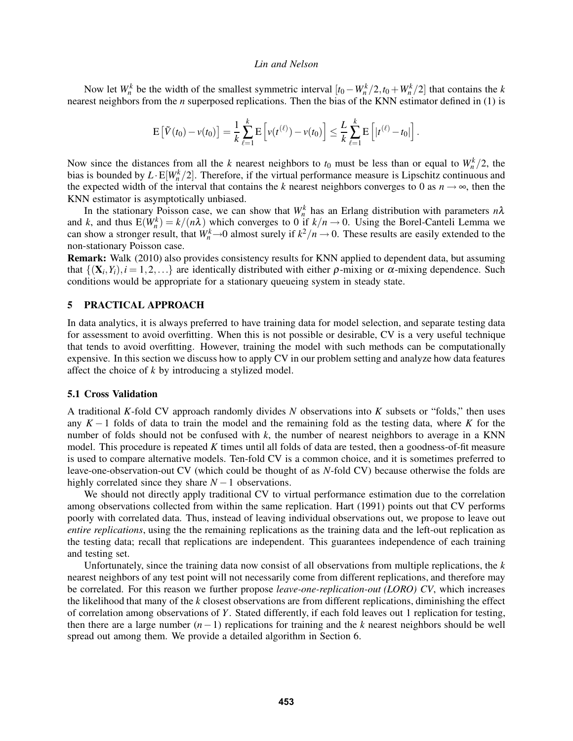Now let $W_n^k$ be the width of the smallest symmetric interval $[t_0 - W_n^k/2, t_0 + W_n^k/2]$ that contains the $k$ nearest neighbors from the $n$ superposed replications. Then the bias of the KNN estimator defined in (1) is

$$\mathrm{E}\left[\tilde{V}(t_0) - v(t_0)\right] = \frac{1}{k}\sum_{\ell=1}^{k}\mathrm{E}\left[v(t^{(\ell)}) - v(t_0)\right] \leq \frac{L}{k}\sum_{\ell=1}^{k}\mathrm{E}\left[|t^{(\ell)} - t_0|\right].$$

Now since the distances from all the $k$ nearest neighbors to $t_0$ must be less than or equal to $W_n^k/2$, the bias is bounded by $L \cdot \mathrm{E}[W_n^k/2]$. Therefore, if the virtual performance measure is Lipschitz continuous and the expected width of the interval that contains the $k$ nearest neighbors converges to 0 as $n \to \infty$, then the KNN estimator is asymptotically unbiased.

In the stationary Poisson case, we can show that $W_n^k$ has an Erlang distribution with parameters $n\lambda$ and $k$, and thus $\mathrm{E}(W_n^k) = k/(n\lambda)$ which converges to 0 if $k/n \to 0$. Using the Borel-Canteli Lemma we can show a stronger result, that $W_n^k \to 0$ almost surely if $k^2/n \to 0$. These results are easily extended to the non-stationary Poisson case.

**Remark:** Walk (2010) also provides consistency results for KNN applied to dependent data, but assuming that $\{(\mathbf{X}_i, Y_i), i = 1, 2, \ldots\}$ are identically distributed with either $\rho$-mixing or $\alpha$-mixing dependence. Such conditions would be appropriate for a stationary queueing system in steady state.

## 5 PRACTICAL APPROACH

In data analytics, it is always preferred to have training data for model selection, and separate testing data for assessment to avoid overfitting. When this is not possible or desirable, CV is a very useful technique that tends to avoid overfitting. However, training the model with such methods can be computationally expensive. In this section we discuss how to apply CV in our problem setting and analyze how data features affect the choice of $k$ by introducing a stylized model.

### 5.1 Cross Validation

A traditional $K$-fold CV approach randomly divides $N$ observations into $K$ subsets or "folds," then uses any $K-1$ folds of data to train the model and the remaining fold as the testing data, where $K$ for the number of folds should not be confused with $k$, the number of nearest neighbors to average in a KNN model. This procedure is repeated $K$ times until all folds of data are tested, then a goodness-of-fit measure is used to compare alternative models. Ten-fold CV is a common choice, and it is sometimes preferred to leave-one-observation-out CV (which could be thought of as $N$-fold CV) because otherwise the folds are highly correlated since they share $N-1$ observations.

We should not directly apply traditional CV to virtual performance estimation due to the correlation among observations collected from within the same replication. Hart (1991) points out that CV performs poorly with correlated data. Thus, instead of leaving individual observations out, we propose to leave out *entire replications*, using the the remaining replications as the training data and the left-out replication as the testing data; recall that replications are independent. This guarantees independence of each training and testing set.

Unfortunately, since the training data now consist of all observations from multiple replications, the $k$ nearest neighbors of any test point will not necessarily come from different replications, and therefore may be correlated. For this reason we further propose *leave-one-replication-out (LORO) CV*, which increases the likelihood that many of the $k$ closest observations are from different replications, diminishing the effect of correlation among observations of $Y$. Stated differently, if each fold leaves out 1 replication for testing, then there are a large number $(n-1)$ replications for training and the $k$ nearest neighbors should be well spread out among them. We provide a detailed algorithm in Section 6.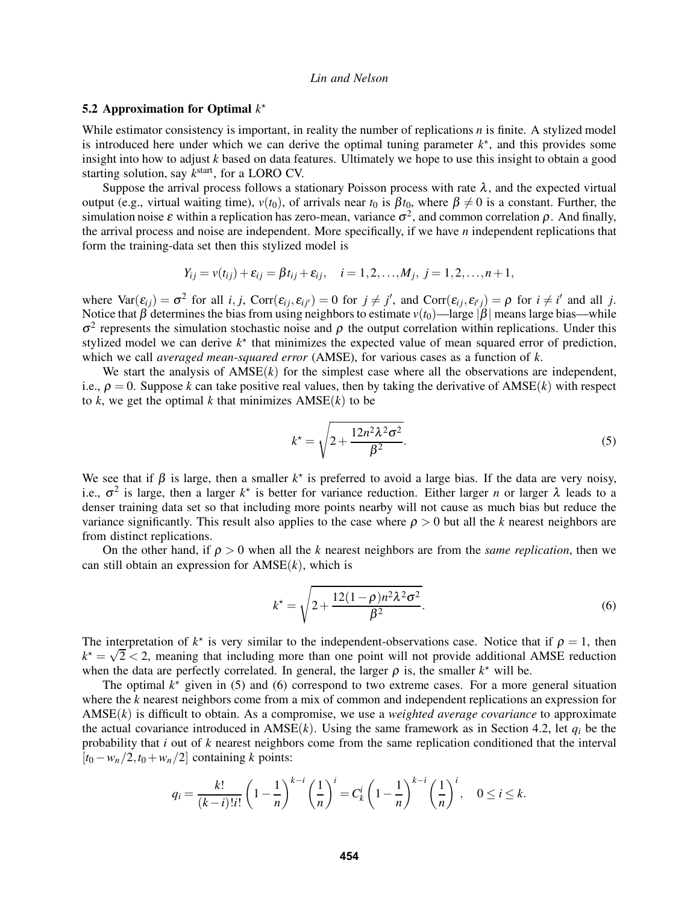### 5.2 Approximation for Optimal $k^\star$

While estimator consistency is important, in reality the number of replications $n$ is finite. A stylized model is introduced here under which we can derive the optimal tuning parameter $k^\star$, and this provides some insight into how to adjust $k$ based on data features. Ultimately we hope to use this insight to obtain a good starting solution, say $k^{\text{start}}$, for a LORO CV.

Suppose the arrival process follows a stationary Poisson process with rate $\lambda$, and the expected virtual output (e.g., virtual waiting time), $v(t_0)$, of arrivals near $t_0$ is $\beta t_0$, where $\beta \neq 0$ is a constant. Further, the simulation noise $\varepsilon$ within a replication has zero-mean, variance $\sigma^2$, and common correlation $\rho$. And finally, the arrival process and noise are independent. More specifically, if we have $n$ independent replications that form the training-data set then this stylized model is

$$Y_{ij} = v(t_{ij}) + \varepsilon_{ij} = \beta t_{ij} + \varepsilon_{ij}, \quad i = 1, 2, \ldots, M_j, \ j = 1, 2, \ldots, n+1,$$

where $\text{Var}(\varepsilon_{ij}) = \sigma^2$ for all $i, j$, $\text{Corr}(\varepsilon_{ij}, \varepsilon_{ij'}) = 0$ for $j \neq j'$, and $\text{Corr}(\varepsilon_{ij}, \varepsilon_{i'j}) = \rho$ for $i \neq i'$ and all $j$. Notice that $\beta$ determines the bias from using neighbors to estimate $v(t_0)$—large $|\beta|$ means large bias—while $\sigma^2$ represents the simulation stochastic noise and $\rho$ the output correlation within replications. Under this stylized model we can derive $k^\star$ that minimizes the expected value of mean squared error of prediction, which we call *averaged mean-squared error* (AMSE), for various cases as a function of $k$.

We start the analysis of AMSE($k$) for the simplest case where all the observations are independent, i.e., $\rho = 0$. Suppose $k$ can take positive real values, then by taking the derivative of AMSE($k$) with respect to $k$, we get the optimal $k$ that minimizes AMSE($k$) to be

$$k^\star = \sqrt{2 + \frac{12n^2\lambda^2\sigma^2}{\beta^2}}. \tag{5}$$

We see that if $\beta$ is large, then a smaller $k^\star$ is preferred to avoid a large bias. If the data are very noisy, i.e., $\sigma^2$ is large, then a larger $k^\star$ is better for variance reduction. Either larger $n$ or larger $\lambda$ leads to a denser training data set so that including more points nearby will not cause as much bias but reduce the variance significantly. This result also applies to the case where $\rho > 0$ but all the $k$ nearest neighbors are from distinct replications.

On the other hand, if $\rho > 0$ when all the $k$ nearest neighbors are from the *same replication*, then we can still obtain an expression for AMSE($k$), which is

$$k^\star = \sqrt{2 + \frac{12(1-\rho)n^2\lambda^2\sigma^2}{\beta^2}}. \tag{6}$$

The interpretation of $k^\star$ is very similar to the independent-observations case. Notice that if $\rho = 1$, then $k^\star = \sqrt{2} < 2$, meaning that including more than one point will not provide additional AMSE reduction when the data are perfectly correlated. In general, the larger $\rho$ is, the smaller $k^\star$ will be.

The optimal $k^\star$ given in (5) and (6) correspond to two extreme cases. For a more general situation where the $k$ nearest neighbors come from a mix of common and independent replications an expression for AMSE($k$) is difficult to obtain. As a compromise, we use a *weighted average covariance* to approximate the actual covariance introduced in AMSE($k$). Using the same framework as in Section 4.2, let $q_i$ be the probability that $i$ out of $k$ nearest neighbors come from the same replication conditioned that the interval $[t_0 - w_n/2, t_0 + w_n/2]$ containing $k$ points:

$$q_i = \frac{k!}{(k-i)!i!}\left(1 - \frac{1}{n}\right)^{k-i}\left(\frac{1}{n}\right)^i = C_k^i\left(1 - \frac{1}{n}\right)^{k-i}\left(\frac{1}{n}\right)^i, \quad 0 \le i \le k.$$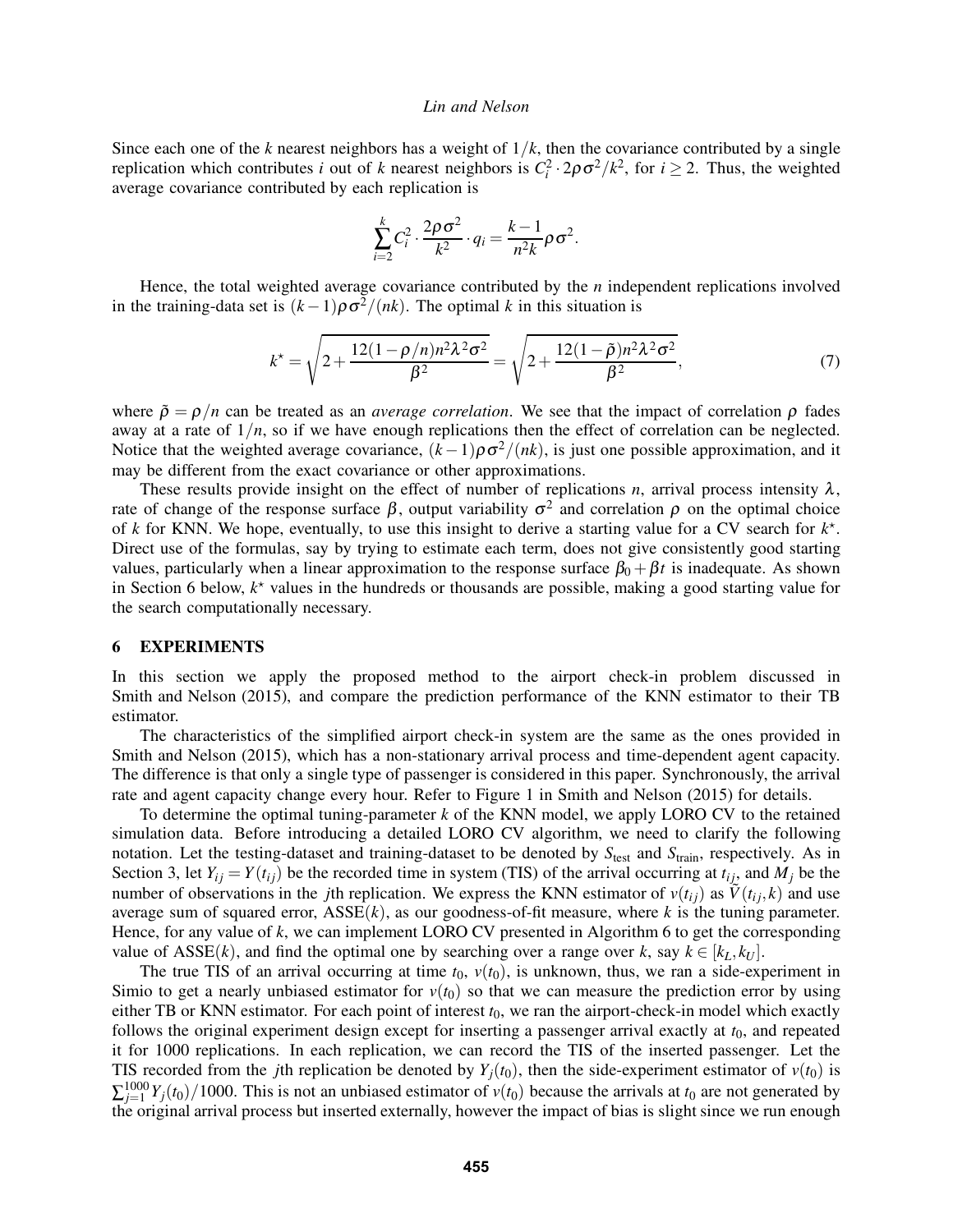Since each one of the $k$ nearest neighbors has a weight of $1/k$, then the covariance contributed by a single replication which contributes $i$ out of $k$ nearest neighbors is $C_i^2 \cdot 2\rho\sigma^2/k^2$, for $i \geq 2$. Thus, the weighted average covariance contributed by each replication is

$$\sum_{i=2}^{k} C_i^2 \cdot \frac{2\rho\sigma^2}{k^2} \cdot q_i = \frac{k-1}{n^2 k}\rho\sigma^2.$$

Hence, the total weighted average covariance contributed by the $n$ independent replications involved in the training-data set is $(k-1)\rho\sigma^2/(nk)$. The optimal $k$ in this situation is

$$k^\star = \sqrt{2 + \frac{12(1-\rho/n)n^2\lambda^2\sigma^2}{\beta^2}} = \sqrt{2 + \frac{12(1-\tilde{\rho})n^2\lambda^2\sigma^2}{\beta^2}}, \tag{7}$$

where $\tilde{\rho} = \rho/n$ can be treated as an *average correlation*. We see that the impact of correlation $\rho$ fades away at a rate of $1/n$, so if we have enough replications then the effect of correlation can be neglected. Notice that the weighted average covariance, $(k-1)\rho\sigma^2/(nk)$, is just one possible approximation, and it may be different from the exact covariance or other approximations.

These results provide insight on the effect of number of replications $n$, arrival process intensity $\lambda$, rate of change of the response surface $\beta$, output variability $\sigma^2$ and correlation $\rho$ on the optimal choice of $k$ for KNN. We hope, eventually, to use this insight to derive a starting value for a CV search for $k^\star$. Direct use of the formulas, say by trying to estimate each term, does not give consistently good starting values, particularly when a linear approximation to the response surface $\beta_0 + \beta t$ is inadequate. As shown in Section 6 below, $k^\star$ values in the hundreds or thousands are possible, making a good starting value for the search computationally necessary.

## 6 EXPERIMENTS

In this section we apply the proposed method to the airport check-in problem discussed in Smith and Nelson (2015), and compare the prediction performance of the KNN estimator to their TB estimator.

The characteristics of the simplified airport check-in system are the same as the ones provided in Smith and Nelson (2015), which has a non-stationary arrival process and time-dependent agent capacity. The difference is that only a single type of passenger is considered in this paper. Synchronously, the arrival rate and agent capacity change every hour. Refer to Figure 1 in Smith and Nelson (2015) for details.

To determine the optimal tuning-parameter $k$ of the KNN model, we apply LORO CV to the retained simulation data. Before introducing a detailed LORO CV algorithm, we need to clarify the following notation. Let the testing-dataset and training-dataset to be denoted by $S_{\text{test}}$ and $S_{\text{train}}$, respectively. As in Section 3, let $Y_{ij} = Y(t_{ij})$ be the recorded time in system (TIS) of the arrival occurring at $t_{ij}$, and $M_j$ be the number of observations in the $j$th replication. We express the KNN estimator of $v(t_{ij})$ as $\widehat{V}(t_{ij}, k)$ and use average sum of squared error, $\text{ASSE}(k)$, as our goodness-of-fit measure, where $k$ is the tuning parameter. Hence, for any value of $k$, we can implement LORO CV presented in Algorithm 6 to get the corresponding value of $\text{ASSE}(k)$, and find the optimal one by searching over a range over $k$, say $k \in [k_L, k_U]$.

The true TIS of an arrival occurring at time $t_0$, $v(t_0)$, is unknown, thus, we ran a side-experiment in Simio to get a nearly unbiased estimator for $v(t_0)$ so that we can measure the prediction error by using either TB or KNN estimator. For each point of interest $t_0$, we ran the airport-check-in model which exactly follows the original experiment design except for inserting a passenger arrival exactly at $t_0$, and repeated it for 1000 replications. In each replication, we can record the TIS of the inserted passenger. Let the TIS recorded from the $j$th replication be denoted by $Y_j(t_0)$, then the side-experiment estimator of $v(t_0)$ is $\sum_{j=1}^{1000} Y_j(t_0)/1000$. This is not an unbiased estimator of $v(t_0)$ because the arrivals at $t_0$ are not generated by the original arrival process but inserted externally, however the impact of bias is slight since we run enough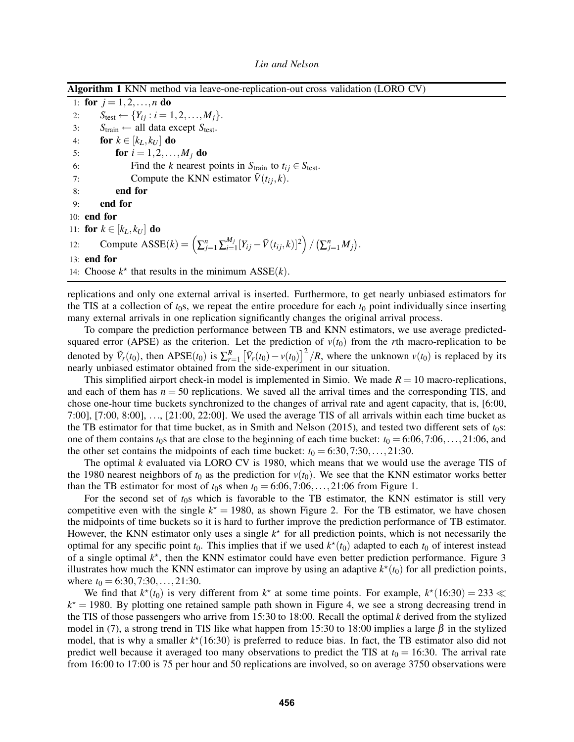**Algorithm 1** KNN method via leave-one-replication-out cross validation (LORO CV)

```
1:  for j = 1,2,...,n do
2:      S_test ← {Y_ij : i = 1,2,...,M_j}.
3:      S_train ← all data except S_test.
4:      for k ∈ [k_L, k_U] do
5:          for i = 1,2,...,M_j do
6:              Find the k nearest points in S_train to t_ij ∈ S_test.
7:              Compute the KNN estimator Ṽ(t_ij, k).
8:          end for
9:      end for
10: end for
11: for k ∈ [k_L, k_U] do
12:     Compute ASSE(k) = (Σ_{j=1}^{n} Σ_{i=1}^{M_j} [Y_ij − Ṽ(t_ij, k)]^2) / (Σ_{j=1}^{n} M_j).
13: end for
14: Choose k* that results in the minimum ASSE(k).
```

replications and only one external arrival is inserted. Furthermore, to get nearly unbiased estimators for the TIS at a collection of $t_0$s, we repeat the entire procedure for each $t_0$ point individually since inserting many external arrivals in one replication significantly changes the original arrival process.

To compare the prediction performance between TB and KNN estimators, we use average predicted-squared error (APSE) as the criterion. Let the prediction of $v(t_0)$ from the $r$th macro-replication to be denoted by $\tilde{V}_r(t_0)$, then APSE$(t_0)$ is $\sum_{r=1}^{R}\left[\tilde{V}_r(t_0)-v(t_0)\right]^2/R$, where the unknown $v(t_0)$ is replaced by its nearly unbiased estimator obtained from the side-experiment in our situation.

This simplified airport check-in model is implemented in Simio. We made $R=10$ macro-replications, and each of them has $n=50$ replications. We saved all the arrival times and the corresponding TIS, and chose one-hour time buckets synchronized to the changes of arrival rate and agent capacity, that is, [6:00, 7:00], [7:00, 8:00], ..., [21:00, 22:00]. We used the average TIS of all arrivals within each time bucket as the TB estimator for that time bucket, as in Smith and Nelson (2015), and tested two different sets of $t_0$s: one of them contains $t_0$s that are close to the beginning of each time bucket: $t_0 = 6{:}06, 7{:}06, \ldots, 21{:}06$, and the other set contains the midpoints of each time bucket: $t_0 = 6{:}30, 7{:}30, \ldots, 21{:}30$.

The optimal $k$ evaluated via LORO CV is 1980, which means that we would use the average TIS of the 1980 nearest neighbors of $t_0$ as the prediction for $v(t_0)$. We see that the KNN estimator works better than the TB estimator for most of $t_0$s when $t_0 = 6{:}06, 7{:}06, \ldots, 21{:}06$ from Figure 1.

For the second set of $t_0$s which is favorable to the TB estimator, the KNN estimator is still very competitive even with the single $k^\star = 1980$, as shown Figure 2. For the TB estimator, we have chosen the midpoints of time buckets so it is hard to further improve the prediction performance of TB estimator. However, the KNN estimator only uses a single $k^\star$ for all prediction points, which is not necessarily the optimal for any specific point $t_0$. This implies that if we used $k^\star(t_0)$ adapted to each $t_0$ of interest instead of a single optimal $k^\star$, then the KNN estimator could have even better prediction performance. Figure 3 illustrates how much the KNN estimator can improve by using an adaptive $k^\star(t_0)$ for all prediction points, where $t_0 = 6{:}30, 7{:}30, \ldots, 21{:}30$.

We find that $k^\star(t_0)$ is very different from $k^\star$ at some time points. For example, $k^\star(16{:}30) = 233 \ll k^\star = 1980$. By plotting one retained sample path shown in Figure 4, we see a strong decreasing trend in the TIS of those passengers who arrive from 15:30 to 18:00. Recall the optimal $k$ derived from the stylized model in (7), a strong trend in TIS like what happen from 15:30 to 18:00 implies a large $\beta$ in the stylized model, that is why a smaller $k^\star(16{:}30)$ is preferred to reduce bias. In fact, the TB estimator also did not predict well because it averaged too many observations to predict the TIS at $t_0 = 16{:}30$. The arrival rate from 16:00 to 17:00 is 75 per hour and 50 replications are involved, so on average 3750 observations were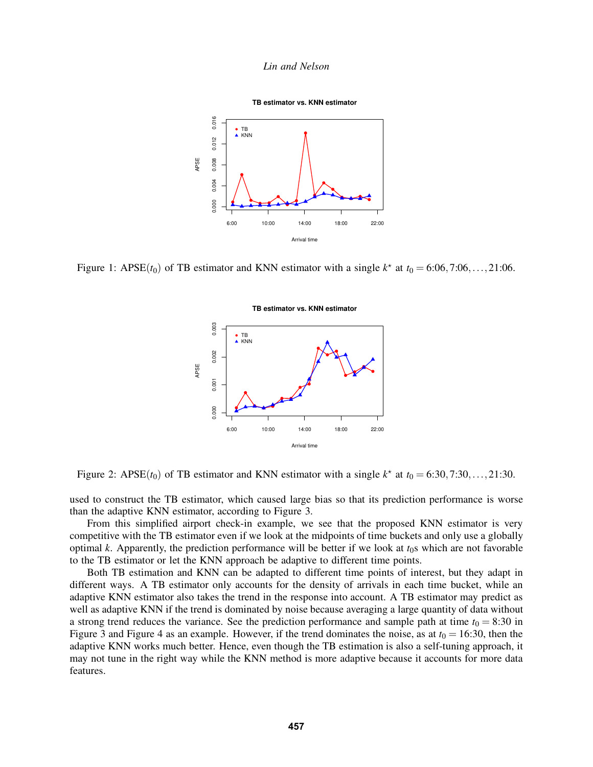Figure 1: APSE($t_0$) of TB estimator and KNN estimator with a single $k^\star$ at $t_0 = 6{:}06, 7{:}06, \ldots, 21{:}06$.

Figure 2: APSE($t_0$) of TB estimator and KNN estimator with a single $k^\star$ at $t_0 = 6{:}30, 7{:}30, \ldots, 21{:}30$.

used to construct the TB estimator, which caused large bias so that its prediction performance is worse than the adaptive KNN estimator, according to Figure 3.

From this simplified airport check-in example, we see that the proposed KNN estimator is very competitive with the TB estimator even if we look at the midpoints of time buckets and only use a globally optimal $k$. Apparently, the prediction performance will be better if we look at $t_0$s which are not favorable to the TB estimator or let the KNN approach be adaptive to different time points.

Both TB estimation and KNN can be adapted to different time points of interest, but they adapt in different ways. A TB estimator only accounts for the density of arrivals in each time bucket, while an adaptive KNN estimator also takes the trend in the response into account. A TB estimator may predict as well as adaptive KNN if the trend is dominated by noise because averaging a large quantity of data without a strong trend reduces the variance. See the prediction performance and sample path at time $t_0 = 8{:}30$ in Figure 3 and Figure 4 as an example. However, if the trend dominates the noise, as at $t_0 = 16{:}30$, then the adaptive KNN works much better. Hence, even though the TB estimation is also a self-tuning approach, it may not tune in the right way while the KNN method is more adaptive because it accounts for more data features.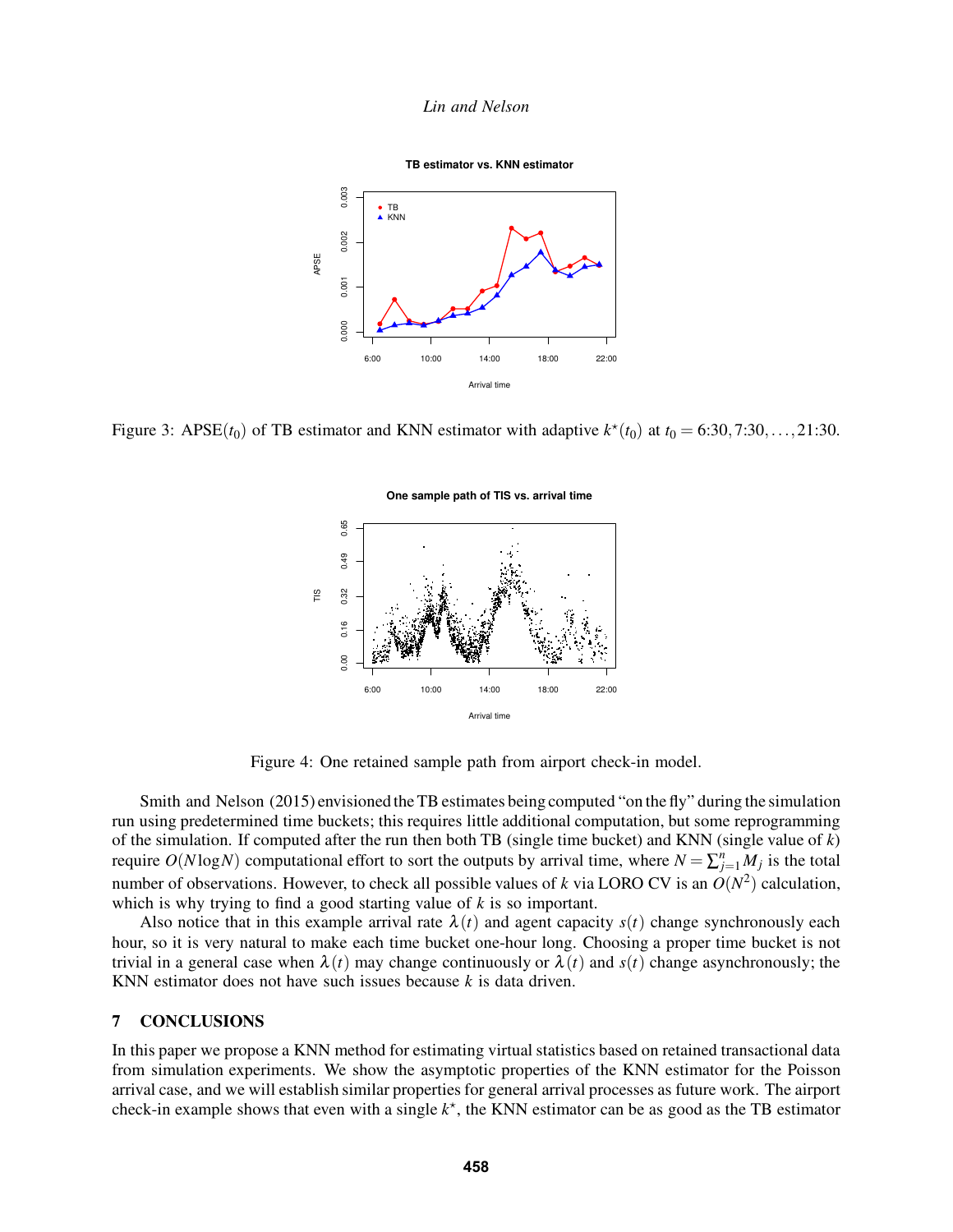Figure 3: APSE($t_0$) of TB estimator and KNN estimator with adaptive $k^\star(t_0)$ at $t_0 = 6{:}30, 7{:}30, \ldots, 21{:}30$.

Figure 4: One retained sample path from airport check-in model.

Smith and Nelson (2015) envisioned the TB estimates being computed "on the fly" during the simulation run using predetermined time buckets; this requires little additional computation, but some reprogramming of the simulation. If computed after the run then both TB (single time bucket) and KNN (single value of $k$) require $O(N \log N)$ computational effort to sort the outputs by arrival time, where $N = \sum_{j=1}^{n} M_j$ is the total number of observations. However, to check all possible values of $k$ via LORO CV is an $O(N^2)$ calculation, which is why trying to find a good starting value of $k$ is so important.

Also notice that in this example arrival rate $\lambda(t)$ and agent capacity $s(t)$ change synchronously each hour, so it is very natural to make each time bucket one-hour long. Choosing a proper time bucket is not trivial in a general case when $\lambda(t)$ may change continuously or $\lambda(t)$ and $s(t)$ change asynchronously; the KNN estimator does not have such issues because $k$ is data driven.

## 7 CONCLUSIONS

In this paper we propose a KNN method for estimating virtual statistics based on retained transactional data from simulation experiments. We show the asymptotic properties of the KNN estimator for the Poisson arrival case, and we will establish similar properties for general arrival processes as future work. The airport check-in example shows that even with a single $k^\star$, the KNN estimator can be as good as the TB estimator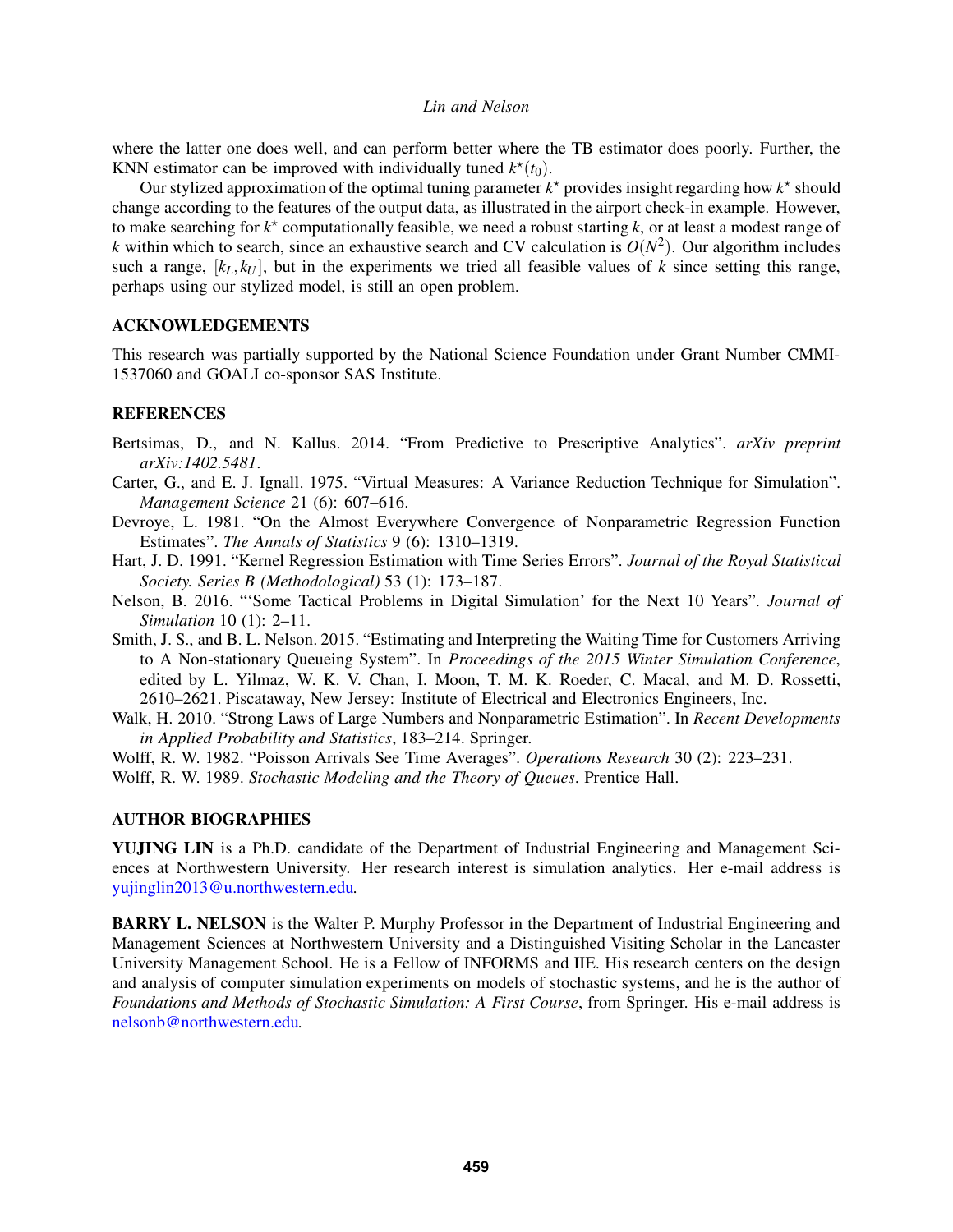where the latter one does well, and can perform better where the TB estimator does poorly. Further, the KNN estimator can be improved with individually tuned $k^\star(t_0)$.

Our stylized approximation of the optimal tuning parameter $k^\star$ provides insight regarding how $k^\star$ should change according to the features of the output data, as illustrated in the airport check-in example. However, to make searching for $k^\star$ computationally feasible, we need a robust starting $k$, or at least a modest range of $k$ within which to search, since an exhaustive search and CV calculation is $O(N^2)$. Our algorithm includes such a range, $[k_L, k_U]$, but in the experiments we tried all feasible values of $k$ since setting this range, perhaps using our stylized model, is still an open problem.

## ACKNOWLEDGEMENTS

This research was partially supported by the National Science Foundation under Grant Number CMMI-1537060 and GOALI co-sponsor SAS Institute.

## REFERENCES

Bertsimas, D., and N. Kallus. 2014. "From Predictive to Prescriptive Analytics". *arXiv preprint arXiv:1402.5481*.

Carter, G., and E. J. Ignall. 1975. "Virtual Measures: A Variance Reduction Technique for Simulation". *Management Science* 21 (6): 607–616.

Devroye, L. 1981. "On the Almost Everywhere Convergence of Nonparametric Regression Function Estimates". *The Annals of Statistics* 9 (6): 1310–1319.

Hart, J. D. 1991. "Kernel Regression Estimation with Time Series Errors". *Journal of the Royal Statistical Society. Series B (Methodological)* 53 (1): 173–187.

Nelson, B. 2016. "'Some Tactical Problems in Digital Simulation' for the Next 10 Years". *Journal of Simulation* 10 (1): 2–11.

Smith, J. S., and B. L. Nelson. 2015. "Estimating and Interpreting the Waiting Time for Customers Arriving to A Non-stationary Queueing System". In *Proceedings of the 2015 Winter Simulation Conference*, edited by L. Yilmaz, W. K. V. Chan, I. Moon, T. M. K. Roeder, C. Macal, and M. D. Rossetti, 2610–2621. Piscataway, New Jersey: Institute of Electrical and Electronics Engineers, Inc.

Walk, H. 2010. "Strong Laws of Large Numbers and Nonparametric Estimation". In *Recent Developments in Applied Probability and Statistics*, 183–214. Springer.

Wolff, R. W. 1982. "Poisson Arrivals See Time Averages". *Operations Research* 30 (2): 223–231.

Wolff, R. W. 1989. *Stochastic Modeling and the Theory of Queues*. Prentice Hall.

## AUTHOR BIOGRAPHIES

**YUJING LIN** is a Ph.D. candidate of the Department of Industrial Engineering and Management Sciences at Northwestern University. Her research interest is simulation analytics. Her e-mail address is yujinglin2013@u.northwestern.edu.

**BARRY L. NELSON** is the Walter P. Murphy Professor in the Department of Industrial Engineering and Management Sciences at Northwestern University and a Distinguished Visiting Scholar in the Lancaster University Management School. He is a Fellow of INFORMS and IIE. His research centers on the design and analysis of computer simulation experiments on models of stochastic systems, and he is the author of *Foundations and Methods of Stochastic Simulation: A First Course*, from Springer. His e-mail address is nelsonb@northwestern.edu.